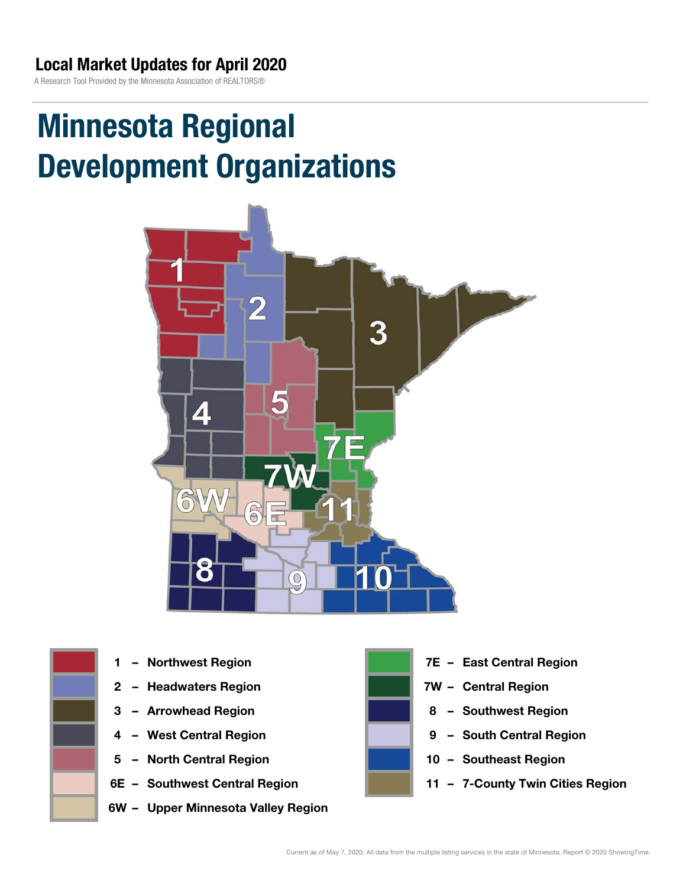## Local Market Updates for April 2020

A Research Tool Provided by the Minnesota Association of REALTORS®

# Minnesota Regional Development Organizations

- 1 – Northwest Region
- 2 – Headwaters Region
- 3 – Arrowhead Region
- 4 – West Central Region
- 5 – North Central Region
- 6E – Southwest Central Region
- 6W – Upper Minnesota Valley Region
- 7E – East Central Region
- 7W – Central Region
- 8 – Southwest Region
- 9 – South Central Region
- 10 – Southeast Region
- 11 – 7-County Twin Cities Region

Current as of May 7, 2020. All data from the multiple listing services in the state of Minnesota. Report © 2020 ShowingTime.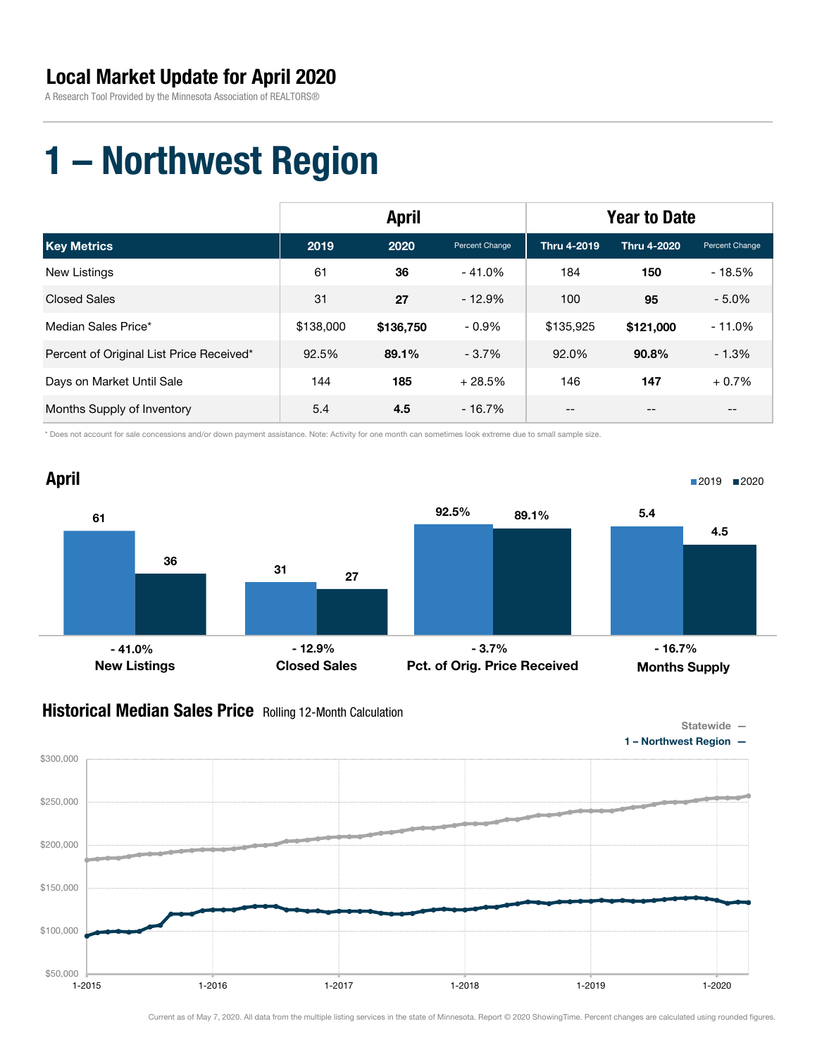# Local Market Update for April 2020

A Research Tool Provided by the Minnesota Association of REALTORS®

# 1 – Northwest Region

| | April | | | Year to Date | | |
|---|---|---|---|---|---|---|
| **Key Metrics** | **2019** | **2020** | Percent Change | **Thru 4-2019** | **Thru 4-2020** | Percent Change |
| New Listings | 61 | **36** | - 41.0% | 184 | **150** | - 18.5% |
| Closed Sales | 31 | **27** | - 12.9% | 100 | **95** | - 5.0% |
| Median Sales Price* | $138,000 | **$136,750** | - 0.9% | $135,925 | **$121,000** | - 11.0% |
| Percent of Original List Price Received* | 92.5% | **89.1%** | - 3.7% | 92.0% | **90.8%** | - 1.3% |
| Days on Market Until Sale | 144 | **185** | + 28.5% | 146 | **147** | + 0.7% |
| Months Supply of Inventory | 5.4 | **4.5** | - 16.7% | -- | -- | -- |

\* Does not account for sale concessions and/or down payment assistance. Note: Activity for one month can sometimes look extreme due to small sample size.

## April

| | 2019 | 2020 | Change |
|---|---|---|---|
| New Listings | 61 | 36 | - 41.0% |
| Closed Sales | 31 | 27 | - 12.9% |
| Pct. of Orig. Price Received | 92.5% | 89.1% | - 3.7% |
| Months Supply | 5.4 | 4.5 | - 16.7% |

## Historical Median Sales Price Rolling 12-Month Calculation

Statewide —
1 – Northwest Region —

Current as of May 7, 2020. All data from the multiple listing services in the state of Minnesota. Report © 2020 ShowingTime. Percent changes are calculated using rounded figures.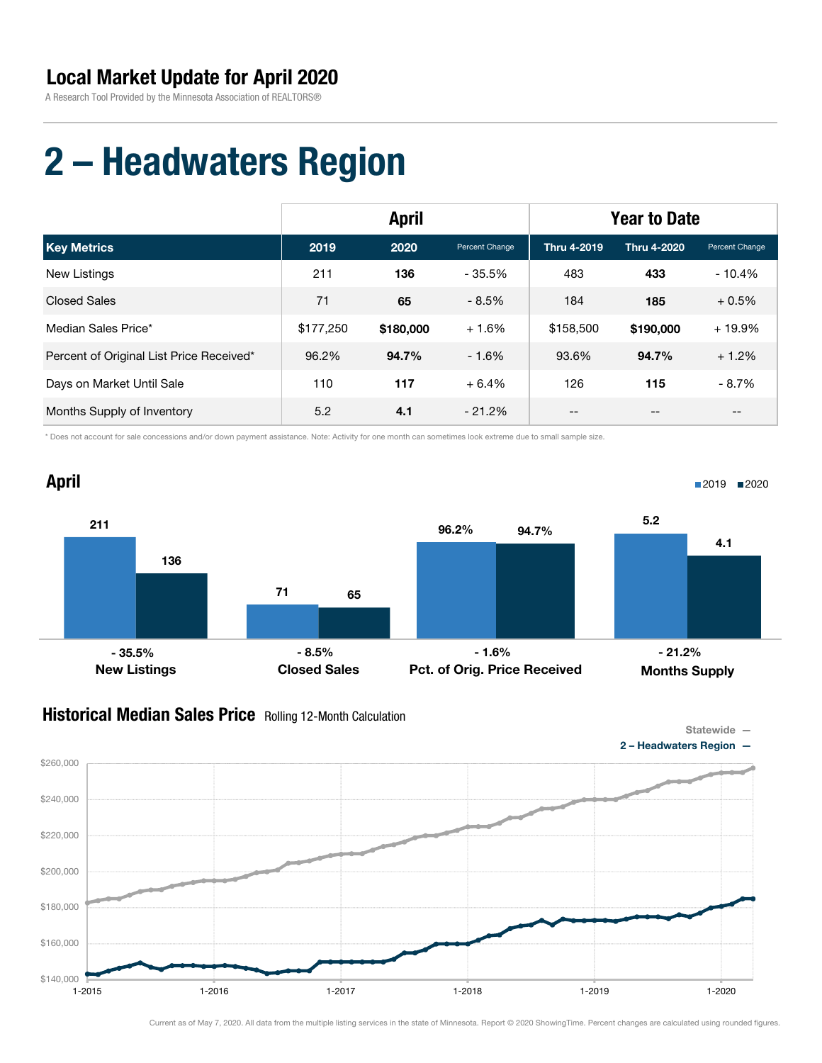## Local Market Update for April 2020

A Research Tool Provided by the Minnesota Association of REALTORS®

# 2 – Headwaters Region

| | April | | | Year to Date | | |
|---|---|---|---|---|---|---|
| **Key Metrics** | **2019** | **2020** | Percent Change | **Thru 4-2019** | **Thru 4-2020** | Percent Change |
| New Listings | 211 | **136** | - 35.5% | 483 | **433** | - 10.4% |
| Closed Sales | 71 | **65** | - 8.5% | 184 | **185** | + 0.5% |
| Median Sales Price* | $177,250 | **$180,000** | + 1.6% | $158,500 | **$190,000** | + 19.9% |
| Percent of Original List Price Received* | 96.2% | **94.7%** | - 1.6% | 93.6% | **94.7%** | + 1.2% |
| Days on Market Until Sale | 110 | **117** | + 6.4% | 126 | **115** | - 8.7% |
| Months Supply of Inventory | 5.2 | **4.1** | - 21.2% | -- | -- | -- |

* Does not account for sale concessions and/or down payment assistance. Note: Activity for one month can sometimes look extreme due to small sample size.

## April

| | 2019 | 2020 | Change |
|---|---|---|---|
| New Listings | 211 | 136 | - 35.5% |
| Closed Sales | 71 | 65 | - 8.5% |
| Pct. of Orig. Price Received | 96.2% | 94.7% | - 1.6% |
| Months Supply | 5.2 | 4.1 | - 21.2% |

## Historical Median Sales Price Rolling 12-Month Calculation

Statewide —
2 – Headwaters Region —

Current as of May 7, 2020. All data from the multiple listing services in the state of Minnesota. Report © 2020 ShowingTime. Percent changes are calculated using rounded figures.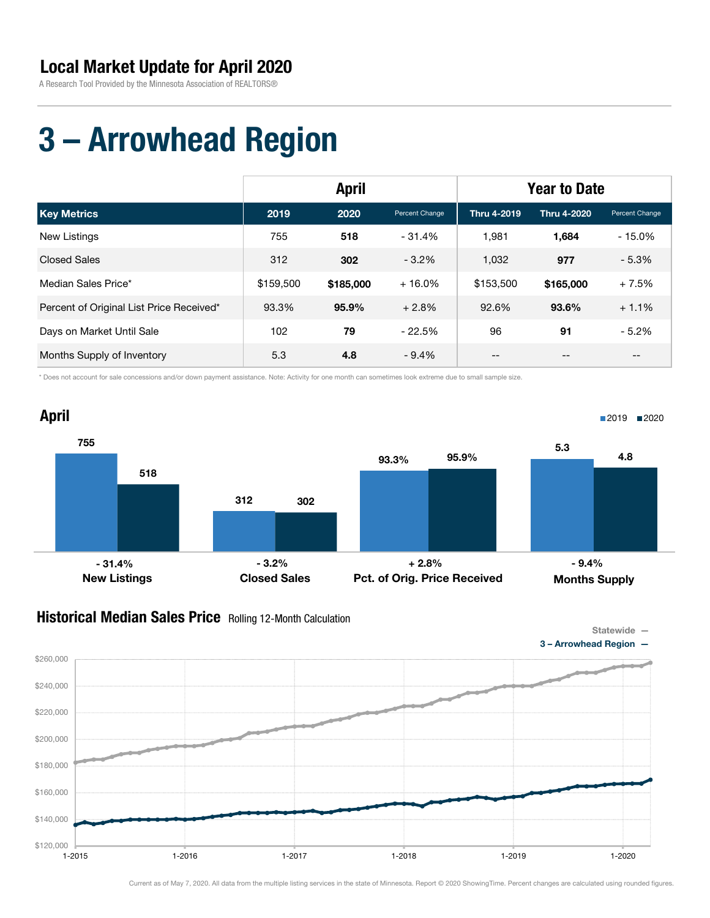# Local Market Update for April 2020

A Research Tool Provided by the Minnesota Association of REALTORS®

# 3 – Arrowhead Region

| | April | | | Year to Date | | |
|---|---|---|---|---|---|---|
| **Key Metrics** | **2019** | **2020** | Percent Change | **Thru 4-2019** | **Thru 4-2020** | Percent Change |
| New Listings | 755 | **518** | - 31.4% | 1,981 | **1,684** | - 15.0% |
| Closed Sales | 312 | **302** | - 3.2% | 1,032 | **977** | - 5.3% |
| Median Sales Price* | $159,500 | **$185,000** | + 16.0% | $153,500 | **$165,000** | + 7.5% |
| Percent of Original List Price Received* | 93.3% | **95.9%** | + 2.8% | 92.6% | **93.6%** | + 1.1% |
| Days on Market Until Sale | 102 | **79** | - 22.5% | 96 | **91** | - 5.2% |
| Months Supply of Inventory | 5.3 | **4.8** | - 9.4% | -- | -- | -- |

\* Does not account for sale concessions and/or down payment assistance. Note: Activity for one month can sometimes look extreme due to small sample size.

## April

2019 ■2020

| | 2019 | 2020 | Change |
|---|---|---|---|
| New Listings | 755 | 518 | - 31.4% |
| Closed Sales | 312 | 302 | - 3.2% |
| Pct. of Orig. Price Received | 93.3% | 95.9% | + 2.8% |
| Months Supply | 5.3 | 4.8 | - 9.4% |

## Historical Median Sales Price Rolling 12-Month Calculation

Statewide —
3 – Arrowhead Region —

Current as of May 7, 2020. All data from the multiple listing services in the state of Minnesota. Report © 2020 ShowingTime. Percent changes are calculated using rounded figures.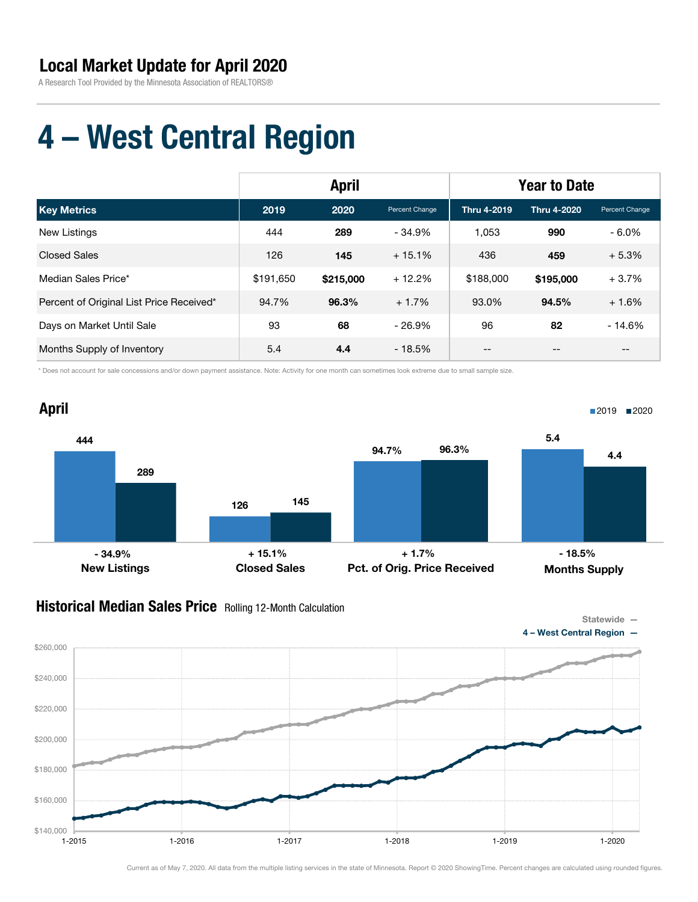## Local Market Update for April 2020

A Research Tool Provided by the Minnesota Association of REALTORS®

# 4 – West Central Region

| | April | | | Year to Date | | |
|---|---|---|---|---|---|---|
| **Key Metrics** | **2019** | **2020** | Percent Change | **Thru 4-2019** | **Thru 4-2020** | Percent Change |
| New Listings | 444 | **289** | - 34.9% | 1,053 | **990** | - 6.0% |
| Closed Sales | 126 | **145** | + 15.1% | 436 | **459** | + 5.3% |
| Median Sales Price* | $191,650 | **$215,000** | + 12.2% | $188,000 | **$195,000** | + 3.7% |
| Percent of Original List Price Received* | 94.7% | **96.3%** | + 1.7% | 93.0% | **94.5%** | + 1.6% |
| Days on Market Until Sale | 93 | **68** | - 26.9% | 96 | **82** | - 14.6% |
| Months Supply of Inventory | 5.4 | **4.4** | - 18.5% | -- | -- | -- |

\* Does not account for sale concessions and/or down payment assistance. Note: Activity for one month can sometimes look extreme due to small sample size.

## April

■2019 ■2020

| | 2019 | 2020 | Change |
|---|---|---|---|
| New Listings | 444 | 289 | - 34.9% |
| Closed Sales | 126 | 145 | + 15.1% |
| Pct. of Orig. Price Received | 94.7% | 96.3% | + 1.7% |
| Months Supply | 5.4 | 4.4 | - 18.5% |

## Historical Median Sales Price Rolling 12-Month Calculation

Statewide —
4 – West Central Region —

Current as of May 7, 2020. All data from the multiple listing services in the state of Minnesota. Report © 2020 ShowingTime. Percent changes are calculated using rounded figures.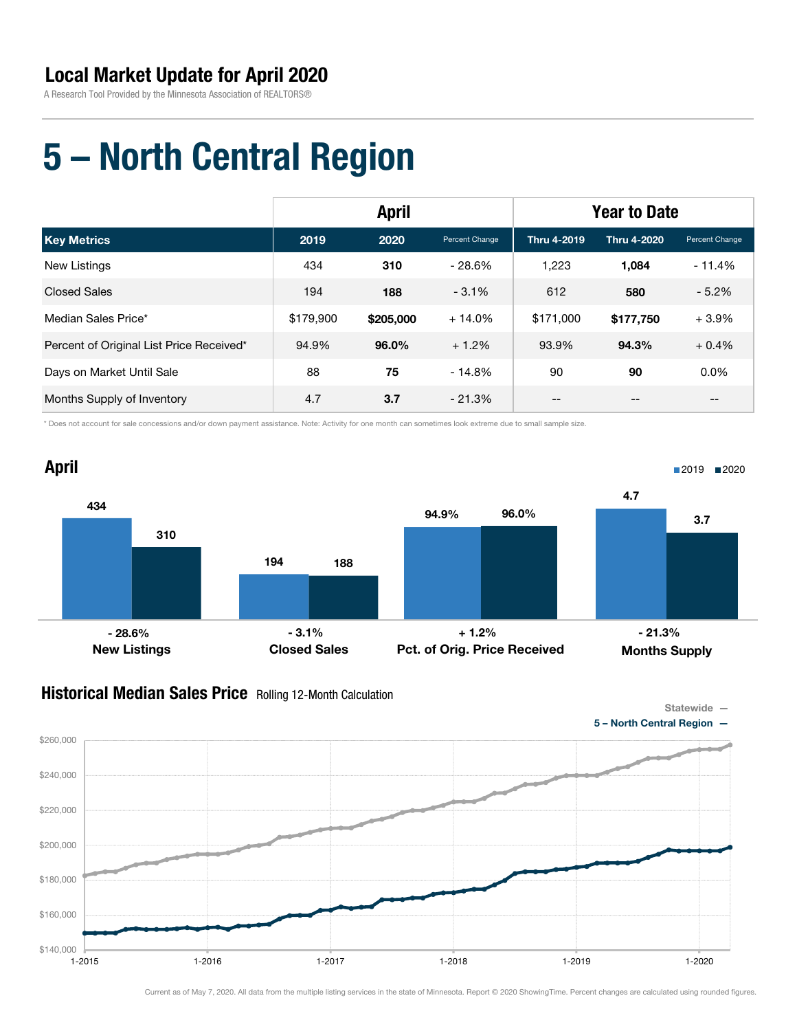# Local Market Update for April 2020

A Research Tool Provided by the Minnesota Association of REALTORS®

# 5 – North Central Region

| | April | | | Year to Date | | |
|---|---|---|---|---|---|---|
| **Key Metrics** | **2019** | **2020** | Percent Change | **Thru 4-2019** | **Thru 4-2020** | Percent Change |
| New Listings | 434 | **310** | - 28.6% | 1,223 | **1,084** | - 11.4% |
| Closed Sales | 194 | **188** | - 3.1% | 612 | **580** | - 5.2% |
| Median Sales Price* | $179,900 | **$205,000** | + 14.0% | $171,000 | **$177,750** | + 3.9% |
| Percent of Original List Price Received* | 94.9% | **96.0%** | + 1.2% | 93.9% | **94.3%** | + 0.4% |
| Days on Market Until Sale | 88 | **75** | - 14.8% | 90 | **90** | 0.0% |
| Months Supply of Inventory | 4.7 | **3.7** | - 21.3% | -- | -- | -- |

* Does not account for sale concessions and/or down payment assistance. Note: Activity for one month can sometimes look extreme due to small sample size.

## April

| | 2019 | 2020 | Change |
|---|---|---|---|
| New Listings | 434 | 310 | - 28.6% |
| Closed Sales | 194 | 188 | - 3.1% |
| Pct. of Orig. Price Received | 94.9% | 96.0% | + 1.2% |
| Months Supply | 4.7 | 3.7 | - 21.3% |

## Historical Median Sales Price Rolling 12-Month Calculation

Statewide —
5 – North Central Region —

Current as of May 7, 2020. All data from the multiple listing services in the state of Minnesota. Report © 2020 ShowingTime. Percent changes are calculated using rounded figures.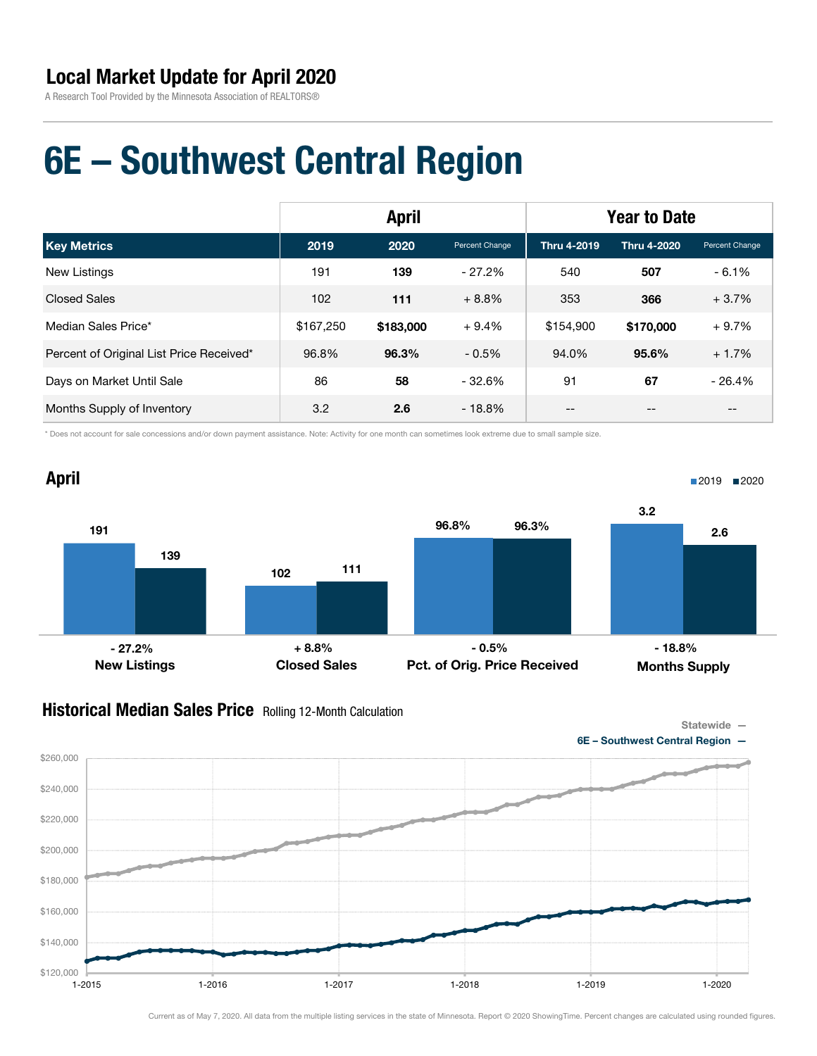## Local Market Update for April 2020

A Research Tool Provided by the Minnesota Association of REALTORS®

# 6E – Southwest Central Region

| | April | | | Year to Date | | |
|---|---|---|---|---|---|---|
| **Key Metrics** | **2019** | **2020** | Percent Change | **Thru 4-2019** | **Thru 4-2020** | Percent Change |
| New Listings | 191 | **139** | - 27.2% | 540 | **507** | - 6.1% |
| Closed Sales | 102 | **111** | + 8.8% | 353 | **366** | + 3.7% |
| Median Sales Price* | $167,250 | **$183,000** | + 9.4% | $154,900 | **$170,000** | + 9.7% |
| Percent of Original List Price Received* | 96.8% | **96.3%** | - 0.5% | 94.0% | **95.6%** | + 1.7% |
| Days on Market Until Sale | 86 | **58** | - 32.6% | 91 | **67** | - 26.4% |
| Months Supply of Inventory | 3.2 | **2.6** | - 18.8% | -- | -- | -- |

* Does not account for sale concessions and/or down payment assistance. Note: Activity for one month can sometimes look extreme due to small sample size.

## April

| | 2019 | 2020 | Change |
|---|---|---|---|
| New Listings | 191 | 139 | - 27.2% |
| Closed Sales | 102 | 111 | + 8.8% |
| Pct. of Orig. Price Received | 96.8% | 96.3% | - 0.5% |
| Months Supply | 3.2 | 2.6 | - 18.8% |

## Historical Median Sales Price Rolling 12-Month Calculation

Statewide —
6E – Southwest Central Region —

Current as of May 7, 2020. All data from the multiple listing services in the state of Minnesota. Report © 2020 ShowingTime. Percent changes are calculated using rounded figures.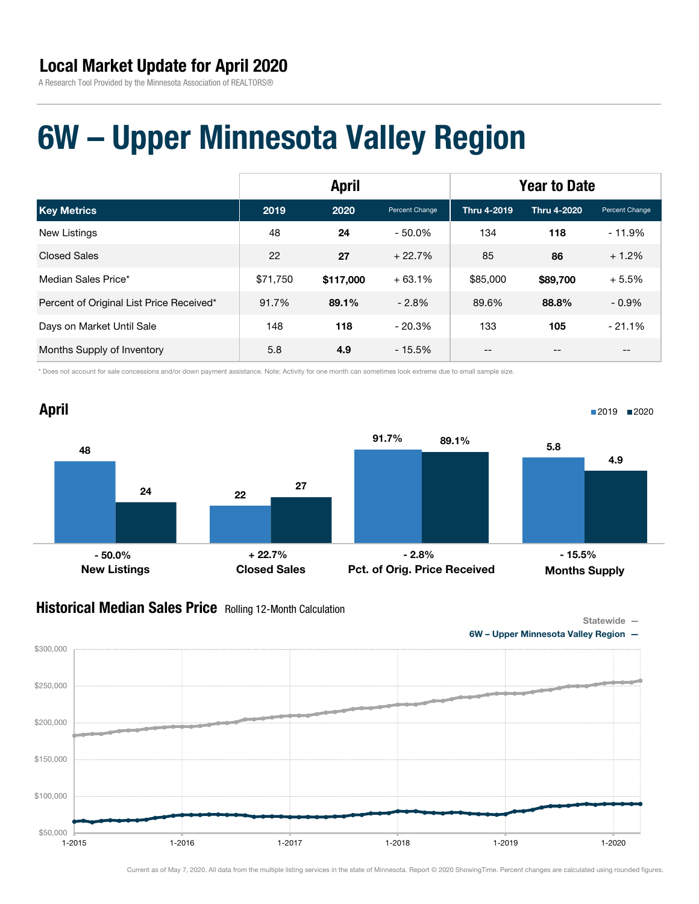## Local Market Update for April 2020

A Research Tool Provided by the Minnesota Association of REALTORS®

# 6W – Upper Minnesota Valley Region

| | April | | | Year to Date | | |
|---|---|---|---|---|---|---|
| **Key Metrics** | **2019** | **2020** | Percent Change | **Thru 4-2019** | **Thru 4-2020** | Percent Change |
| New Listings | 48 | **24** | - 50.0% | 134 | **118** | - 11.9% |
| Closed Sales | 22 | **27** | + 22.7% | 85 | **86** | + 1.2% |
| Median Sales Price* | $71,750 | **$117,000** | + 63.1% | $85,000 | **$89,700** | + 5.5% |
| Percent of Original List Price Received* | 91.7% | **89.1%** | - 2.8% | 89.6% | **88.8%** | - 0.9% |
| Days on Market Until Sale | 148 | **118** | - 20.3% | 133 | **105** | - 21.1% |
| Months Supply of Inventory | 5.8 | **4.9** | - 15.5% | -- | -- | -- |

\* Does not account for sale concessions and/or down payment assistance. Note: Activity for one month can sometimes look extreme due to small sample size.

## April

| | 2019 | 2020 | Change |
|---|---|---|---|
| New Listings | 48 | 24 | - 50.0% |
| Closed Sales | 22 | 27 | + 22.7% |
| Pct. of Orig. Price Received | 91.7% | 89.1% | - 2.8% |
| Months Supply | 5.8 | 4.9 | - 15.5% |

## Historical Median Sales Price Rolling 12-Month Calculation

Statewide —
6W – Upper Minnesota Valley Region —

Current as of May 7, 2020. All data from the multiple listing services in the state of Minnesota. Report © 2020 ShowingTime. Percent changes are calculated using rounded figures.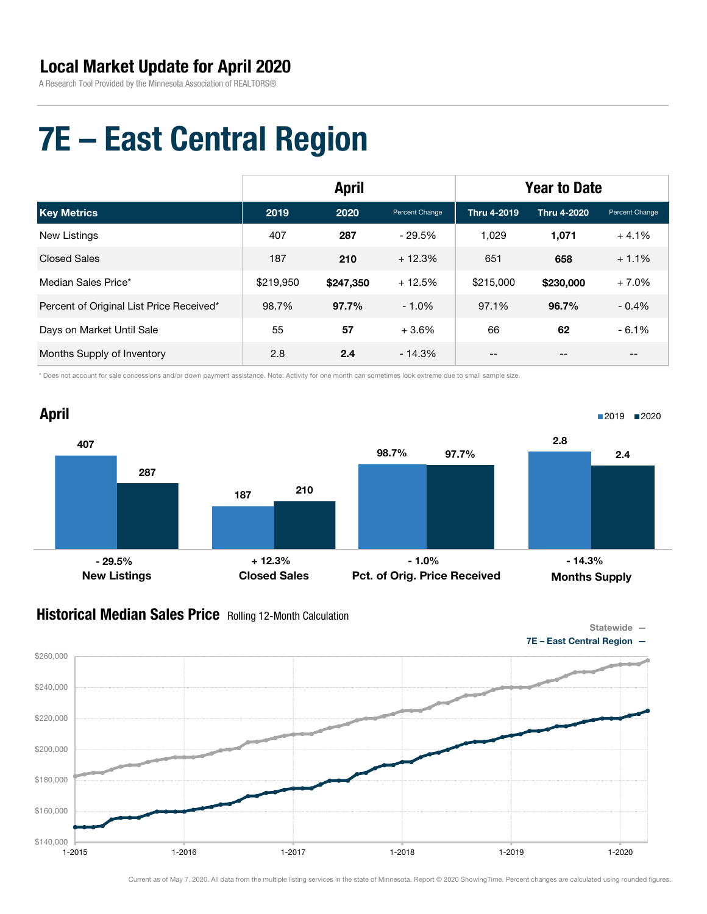# Local Market Update for April 2020

A Research Tool Provided by the Minnesota Association of REALTORS®

# 7E – East Central Region

| | April | | | Year to Date | | |
|---|---|---|---|---|---|---|
| **Key Metrics** | **2019** | **2020** | **Percent Change** | **Thru 4-2019** | **Thru 4-2020** | **Percent Change** |
| New Listings | 407 | **287** | - 29.5% | 1,029 | **1,071** | + 4.1% |
| Closed Sales | 187 | **210** | + 12.3% | 651 | **658** | + 1.1% |
| Median Sales Price* | $219,950 | **$247,350** | + 12.5% | $215,000 | **$230,000** | + 7.0% |
| Percent of Original List Price Received* | 98.7% | **97.7%** | - 1.0% | 97.1% | **96.7%** | - 0.4% |
| Days on Market Until Sale | 55 | **57** | + 3.6% | 66 | **62** | - 6.1% |
| Months Supply of Inventory | 2.8 | **2.4** | - 14.3% | -- | -- | -- |

\* Does not account for sale concessions and/or down payment assistance. Note: Activity for one month can sometimes look extreme due to small sample size.

## April

| | 2019 | 2020 | Change |
|---|---|---|---|
| New Listings | 407 | 287 | - 29.5% |
| Closed Sales | 187 | 210 | + 12.3% |
| Pct. of Orig. Price Received | 98.7% | 97.7% | - 1.0% |
| Months Supply | 2.8 | 2.4 | - 14.3% |

## Historical Median Sales Price Rolling 12-Month Calculation

Statewide —
7E – East Central Region —

Current as of May 7, 2020. All data from the multiple listing services in the state of Minnesota. Report © 2020 ShowingTime. Percent changes are calculated using rounded figures.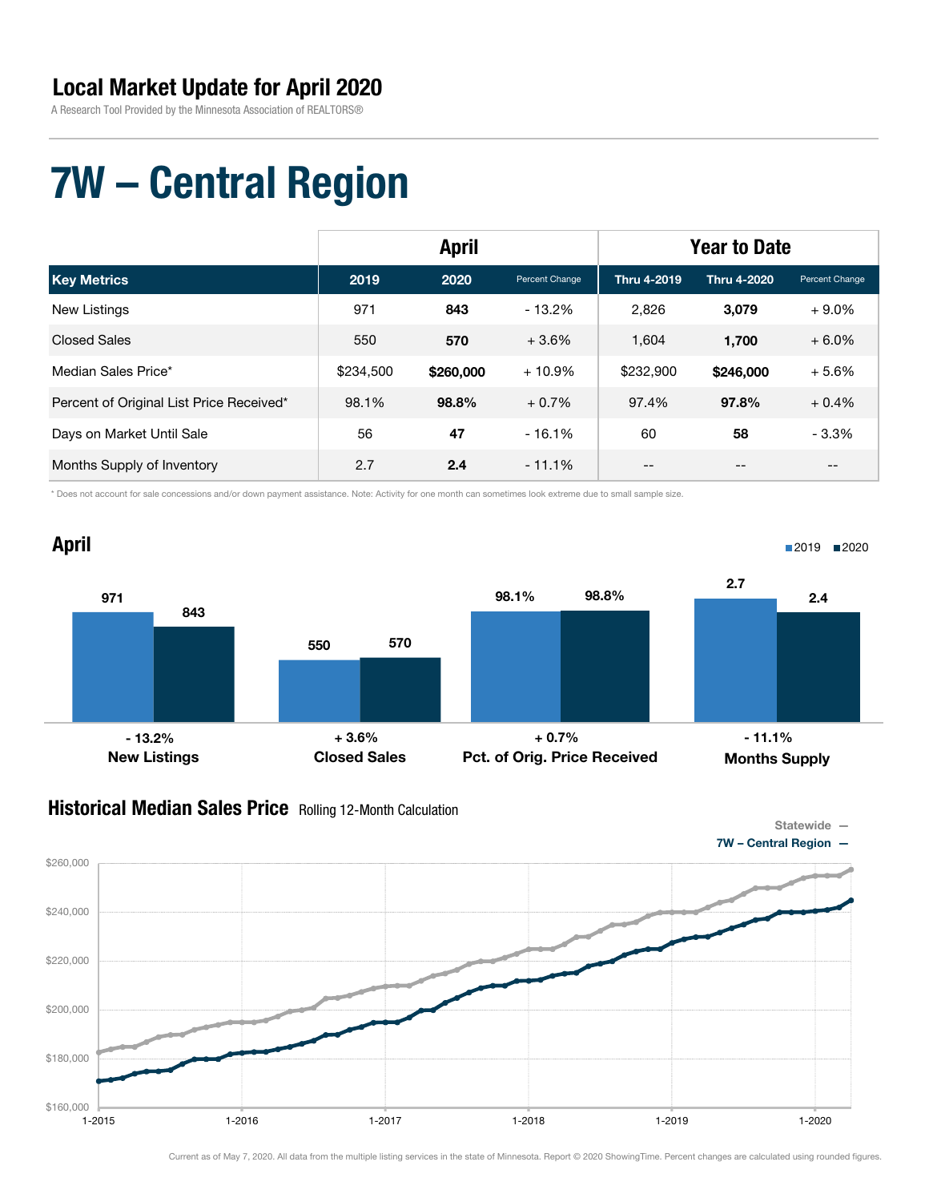# Local Market Update for April 2020

A Research Tool Provided by the Minnesota Association of REALTORS®

# 7W – Central Region

| | April | | | Year to Date | | |
|---|---|---|---|---|---|---|
| **Key Metrics** | **2019** | **2020** | Percent Change | **Thru 4-2019** | **Thru 4-2020** | Percent Change |
| New Listings | 971 | **843** | - 13.2% | 2,826 | **3,079** | + 9.0% |
| Closed Sales | 550 | **570** | + 3.6% | 1,604 | **1,700** | + 6.0% |
| Median Sales Price* | $234,500 | **$260,000** | + 10.9% | $232,900 | **$246,000** | + 5.6% |
| Percent of Original List Price Received* | 98.1% | **98.8%** | + 0.7% | 97.4% | **97.8%** | + 0.4% |
| Days on Market Until Sale | 56 | **47** | - 16.1% | 60 | **58** | - 3.3% |
| Months Supply of Inventory | 2.7 | **2.4** | - 11.1% | -- | -- | -- |

\* Does not account for sale concessions and/or down payment assistance. Note: Activity for one month can sometimes look extreme due to small sample size.

## April

| | 2019 | 2020 | Change |
|---|---|---|---|
| New Listings | 971 | 843 | - 13.2% |
| Closed Sales | 550 | 570 | + 3.6% |
| Pct. of Orig. Price Received | 98.1% | 98.8% | + 0.7% |
| Months Supply | 2.7 | 2.4 | - 11.1% |

## Historical Median Sales Price Rolling 12-Month Calculation

Statewide —
7W – Central Region —

Current as of May 7, 2020. All data from the multiple listing services in the state of Minnesota. Report © 2020 ShowingTime. Percent changes are calculated using rounded figures.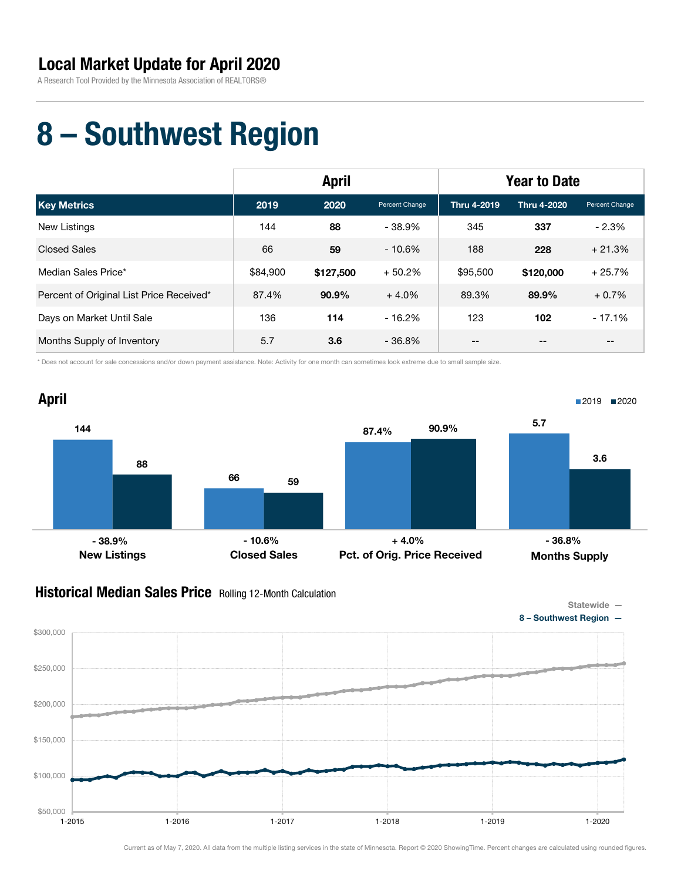# Local Market Update for April 2020

A Research Tool Provided by the Minnesota Association of REALTORS®

# 8 – Southwest Region

| | April | | | Year to Date | | |
|---|---|---|---|---|---|---|
| **Key Metrics** | **2019** | **2020** | Percent Change | **Thru 4-2019** | **Thru 4-2020** | Percent Change |
| New Listings | 144 | **88** | - 38.9% | 345 | **337** | - 2.3% |
| Closed Sales | 66 | **59** | - 10.6% | 188 | **228** | + 21.3% |
| Median Sales Price* | $84,900 | **$127,500** | + 50.2% | $95,500 | **$120,000** | + 25.7% |
| Percent of Original List Price Received* | 87.4% | **90.9%** | + 4.0% | 89.3% | **89.9%** | + 0.7% |
| Days on Market Until Sale | 136 | **114** | - 16.2% | 123 | **102** | - 17.1% |
| Months Supply of Inventory | 5.7 | **3.6** | - 36.8% | -- | -- | -- |

* Does not account for sale concessions and/or down payment assistance. Note: Activity for one month can sometimes look extreme due to small sample size.

## April

■2019 ■2020

| | 2019 | 2020 | Change |
|---|---|---|---|
| New Listings | 144 | 88 | - 38.9% |
| Closed Sales | 66 | 59 | - 10.6% |
| Pct. of Orig. Price Received | 87.4% | 90.9% | + 4.0% |
| Months Supply | 5.7 | 3.6 | - 36.8% |

## Historical Median Sales Price Rolling 12-Month Calculation

Statewide —
8 – Southwest Region —

Current as of May 7, 2020. All data from the multiple listing services in the state of Minnesota. Report © 2020 ShowingTime. Percent changes are calculated using rounded figures.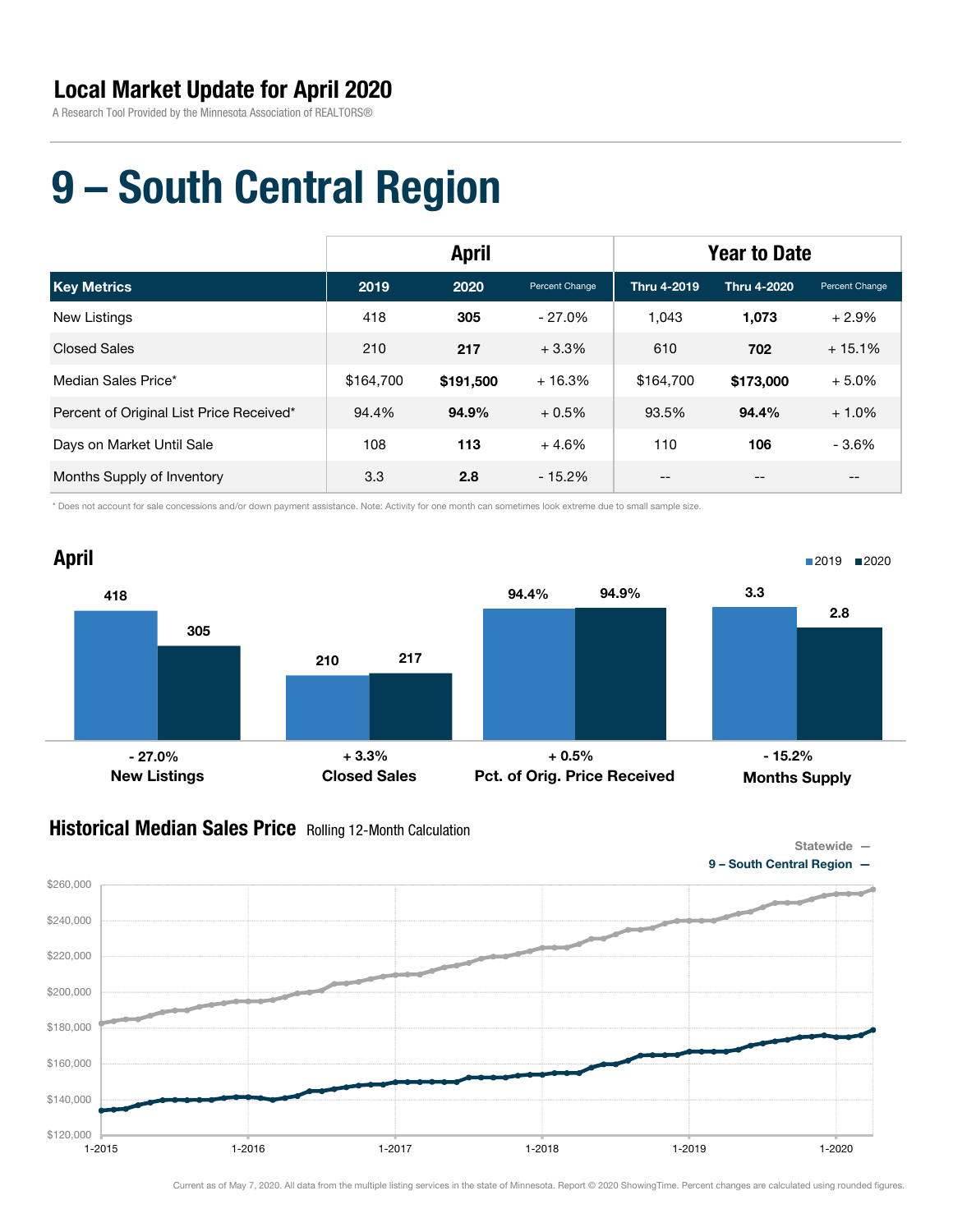# Local Market Update for April 2020

A Research Tool Provided by the Minnesota Association of REALTORS®

# 9 – South Central Region

| | April | | | Year to Date | | |
|---|---|---|---|---|---|---|
| **Key Metrics** | **2019** | **2020** | **Percent Change** | **Thru 4-2019** | **Thru 4-2020** | **Percent Change** |
| New Listings | 418 | **305** | - 27.0% | 1,043 | **1,073** | + 2.9% |
| Closed Sales | 210 | **217** | + 3.3% | 610 | **702** | + 15.1% |
| Median Sales Price* | $164,700 | **$191,500** | + 16.3% | $164,700 | **$173,000** | + 5.0% |
| Percent of Original List Price Received* | 94.4% | **94.9%** | + 0.5% | 93.5% | **94.4%** | + 1.0% |
| Days on Market Until Sale | 108 | **113** | + 4.6% | 110 | **106** | - 3.6% |
| Months Supply of Inventory | 3.3 | **2.8** | - 15.2% | -- | -- | -- |

\* Does not account for sale concessions and/or down payment assistance. Note: Activity for one month can sometimes look extreme due to small sample size.

## April

■2019 ■2020

| | 2019 | 2020 | Change |
|---|---|---|---|
| New Listings | 418 | 305 | - 27.0% |
| Closed Sales | 210 | 217 | + 3.3% |
| Pct. of Orig. Price Received | 94.4% | 94.9% | + 0.5% |
| Months Supply | 3.3 | 2.8 | - 15.2% |

## Historical Median Sales Price Rolling 12-Month Calculation

Statewide —
9 – South Central Region —

Current as of May 7, 2020. All data from the multiple listing services in the state of Minnesota. Report © 2020 ShowingTime. Percent changes are calculated using rounded figures.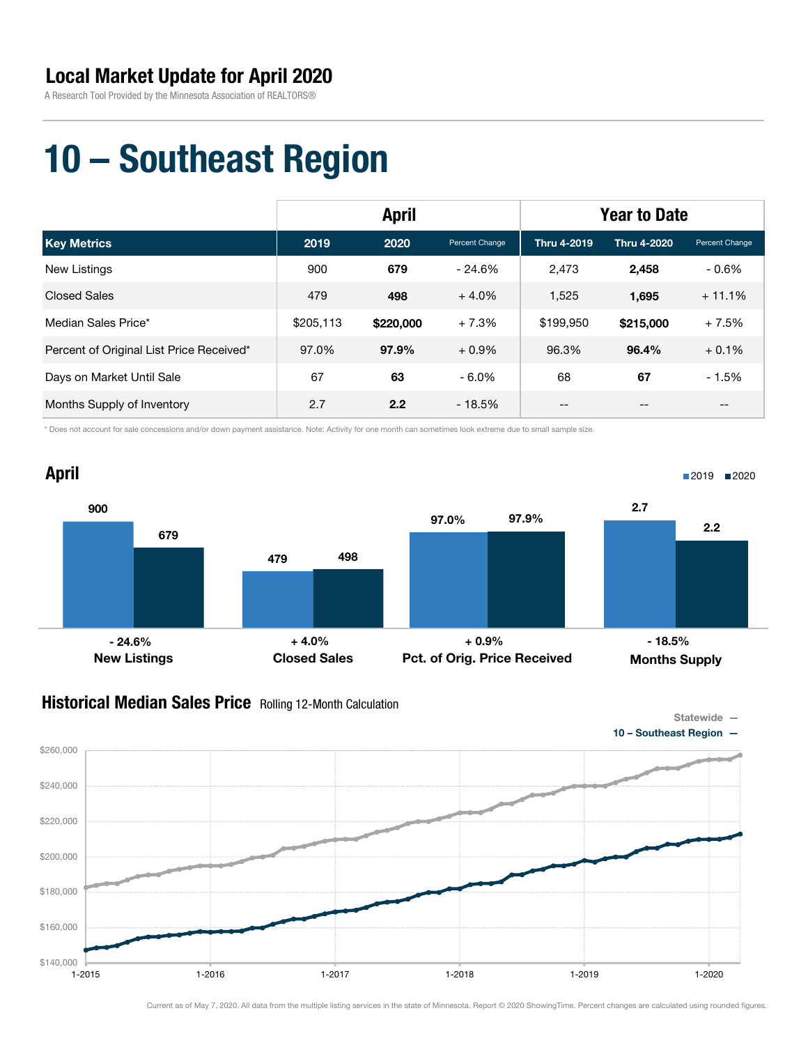## Local Market Update for April 2020

A Research Tool Provided by the Minnesota Association of REALTORS®

# 10 – Southeast Region

| | April | | | Year to Date | | |
|---|---|---|---|---|---|---|
| **Key Metrics** | **2019** | **2020** | **Percent Change** | **Thru 4-2019** | **Thru 4-2020** | **Percent Change** |
| New Listings | 900 | **679** | - 24.6% | 2,473 | **2,458** | - 0.6% |
| Closed Sales | 479 | **498** | + 4.0% | 1,525 | **1,695** | + 11.1% |
| Median Sales Price* | $205,113 | **$220,000** | + 7.3% | $199,950 | **$215,000** | + 7.5% |
| Percent of Original List Price Received* | 97.0% | **97.9%** | + 0.9% | 96.3% | **96.4%** | + 0.1% |
| Days on Market Until Sale | 67 | **63** | - 6.0% | 68 | **67** | - 1.5% |
| Months Supply of Inventory | 2.7 | **2.2** | - 18.5% | -- | -- | -- |

* Does not account for sale concessions and/or down payment assistance. Note: Activity for one month can sometimes look extreme due to small sample size.

## April

| | 2019 | 2020 | Change |
|---|---|---|---|
| New Listings | 900 | 679 | - 24.6% |
| Closed Sales | 479 | 498 | + 4.0% |
| Pct. of Orig. Price Received | 97.0% | 97.9% | + 0.9% |
| Months Supply | 2.7 | 2.2 | - 18.5% |

## Historical Median Sales Price Rolling 12-Month Calculation

Statewide —
10 – Southeast Region —

Current as of May 7, 2020. All data from the multiple listing services in the state of Minnesota. Report © 2020 ShowingTime. Percent changes are calculated using rounded figures.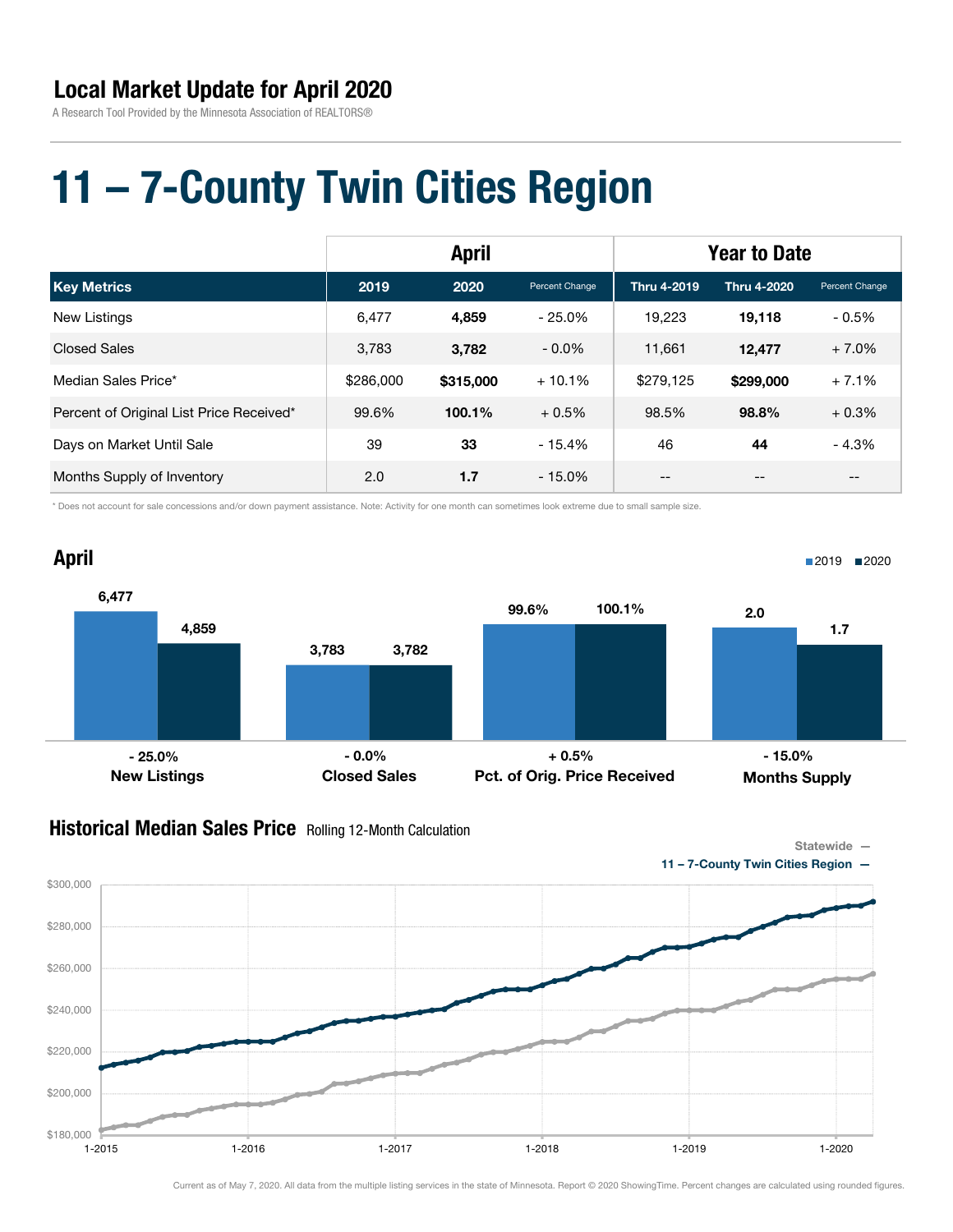## Local Market Update for April 2020

A Research Tool Provided by the Minnesota Association of REALTORS®

# 11 – 7-County Twin Cities Region

| | April | | | Year to Date | | |
|---|---|---|---|---|---|---|
| **Key Metrics** | **2019** | **2020** | Percent Change | **Thru 4-2019** | **Thru 4-2020** | Percent Change |
| New Listings | 6,477 | **4,859** | - 25.0% | 19,223 | **19,118** | - 0.5% |
| Closed Sales | 3,783 | **3,782** | - 0.0% | 11,661 | **12,477** | + 7.0% |
| Median Sales Price* | $286,000 | **$315,000** | + 10.1% | $279,125 | **$299,000** | + 7.1% |
| Percent of Original List Price Received* | 99.6% | **100.1%** | + 0.5% | 98.5% | **98.8%** | + 0.3% |
| Days on Market Until Sale | 39 | **33** | - 15.4% | 46 | **44** | - 4.3% |
| Months Supply of Inventory | 2.0 | **1.7** | - 15.0% | -- | -- | -- |

\* Does not account for sale concessions and/or down payment assistance. Note: Activity for one month can sometimes look extreme due to small sample size.

## April

2019 2020

6,477 4,859
- 25.0%
**New Listings**

3,783 3,782
- 0.0%
**Closed Sales**

99.6% 100.1%
+ 0.5%
**Pct. of Orig. Price Received**

2.0 1.7
- 15.0%
**Months Supply**

## Historical Median Sales Price Rolling 12-Month Calculation

Statewide —
11 – 7-County Twin Cities Region —

$300,000
$280,000
$260,000
$240,000
$220,000
$200,000
$180,000

1-2015 1-2016 1-2017 1-2018 1-2019 1-2020

Current as of May 7, 2020. All data from the multiple listing services in the state of Minnesota. Report © 2020 ShowingTime. Percent changes are calculated using rounded figures.